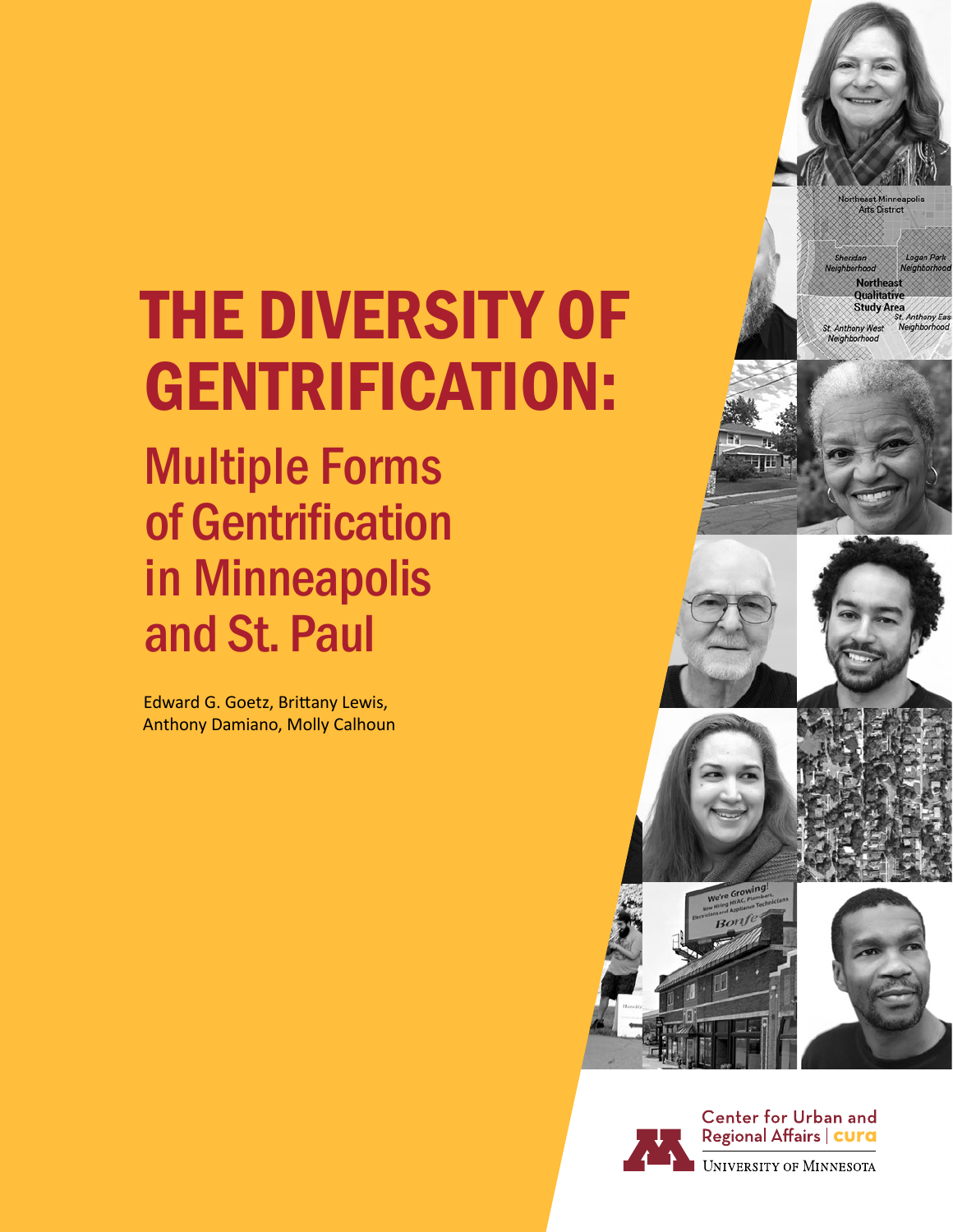# THE DIVERSITY OF GENTRIFICATION:

## Multiple Forms of Gentrification in Minneapolis and St. Paul

Edward G. Goetz, Brittany Lewis, Anthony Damiano, Molly Calhoun

Center for Urban and Regional Affairs | cura

University of Minnesota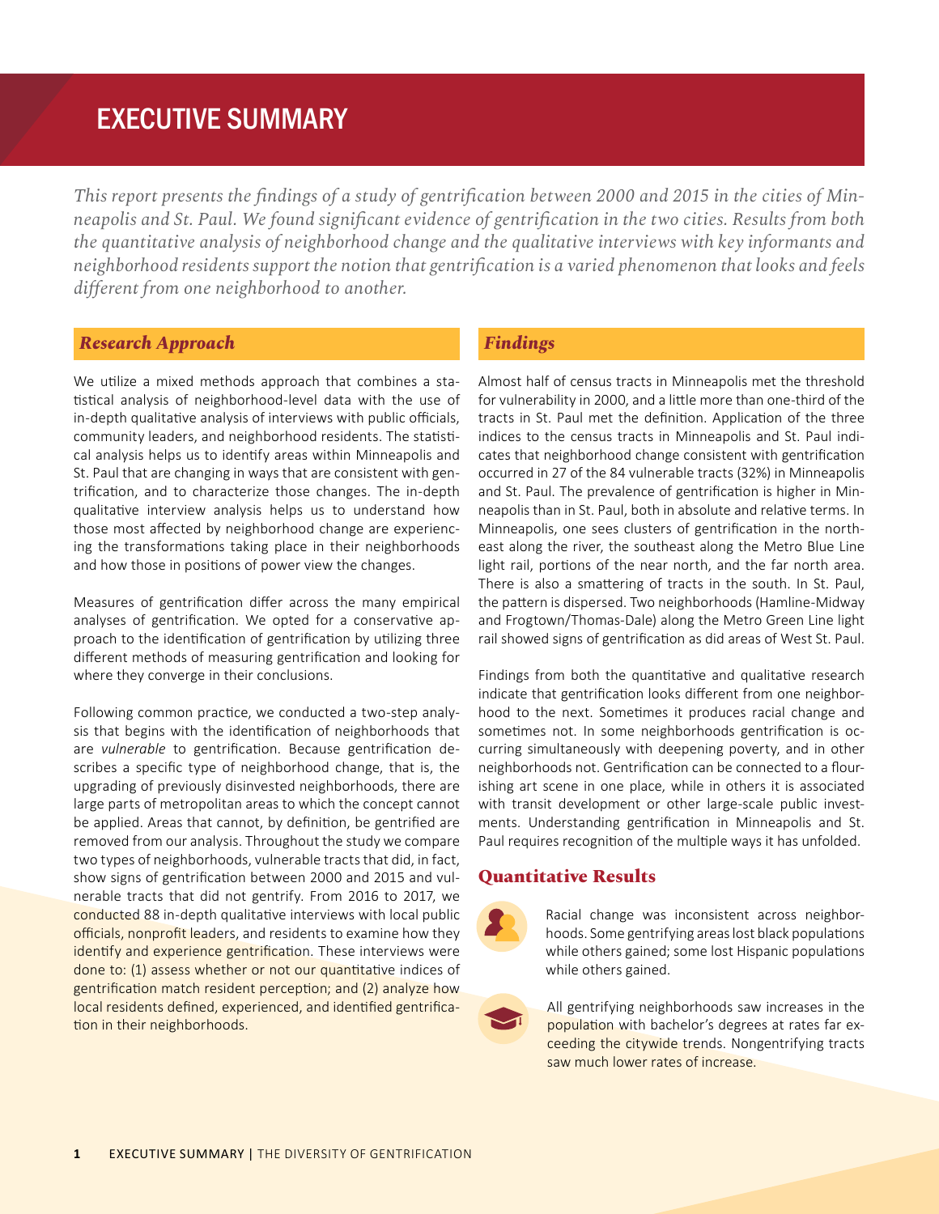# EXECUTIVE SUMMARY

*This report presents the findings of a study of gentrification between 2000 and 2015 in the cities of Minneapolis and St. Paul. We found significant evidence of gentrification in the two cities. Results from both the quantitative analysis of neighborhood change and the qualitative interviews with key informants and neighborhood residents support the notion that gentrification is a varied phenomenon that looks and feels different from one neighborhood to another.*

## *Research Approach*

We utilize a mixed methods approach that combines a statistical analysis of neighborhood-level data with the use of in-depth qualitative analysis of interviews with public officials, community leaders, and neighborhood residents. The statistical analysis helps us to identify areas within Minneapolis and St. Paul that are changing in ways that are consistent with gentrification, and to characterize those changes. The in-depth qualitative interview analysis helps us to understand how those most affected by neighborhood change are experiencing the transformations taking place in their neighborhoods and how those in positions of power view the changes.

Measures of gentrification differ across the many empirical analyses of gentrification. We opted for a conservative approach to the identification of gentrification by utilizing three different methods of measuring gentrification and looking for where they converge in their conclusions.

Following common practice, we conducted a two-step analysis that begins with the identification of neighborhoods that are *vulnerable* to gentrification. Because gentrification describes a specific type of neighborhood change, that is, the upgrading of previously disinvested neighborhoods, there are large parts of metropolitan areas to which the concept cannot be applied. Areas that cannot, by definition, be gentrified are removed from our analysis. Throughout the study we compare two types of neighborhoods, vulnerable tracts that did, in fact, show signs of gentrification between 2000 and 2015 and vulnerable tracts that did not gentrify. From 2016 to 2017, we conducted 88 in-depth qualitative interviews with local public officials, nonprofit leaders, and residents to examine how they identify and experience gentrification. These interviews were done to: (1) assess whether or not our quantitative indices of gentrification match resident perception; and (2) analyze how local residents defined, experienced, and identified gentrification in their neighborhoods.

## *Findings*

Almost half of census tracts in Minneapolis met the threshold for vulnerability in 2000, and a little more than one-third of the tracts in St. Paul met the definition. Application of the three indices to the census tracts in Minneapolis and St. Paul indicates that neighborhood change consistent with gentrification occurred in 27 of the 84 vulnerable tracts (32%) in Minneapolis and St. Paul. The prevalence of gentrification is higher in Minneapolis than in St. Paul, both in absolute and relative terms. In Minneapolis, one sees clusters of gentrification in the northeast along the river, the southeast along the Metro Blue Line light rail, portions of the near north, and the far north area. There is also a smattering of tracts in the south. In St. Paul, the pattern is dispersed. Two neighborhoods (Hamline-Midway and Frogtown/Thomas-Dale) along the Metro Green Line light rail showed signs of gentrification as did areas of West St. Paul.

Findings from both the quantitative and qualitative research indicate that gentrification looks different from one neighborhood to the next. Sometimes it produces racial change and sometimes not. In some neighborhoods gentrification is occurring simultaneously with deepening poverty, and in other neighborhoods not. Gentrification can be connected to a flourishing art scene in one place, while in others it is associated with transit development or other large-scale public investments. Understanding gentrification in Minneapolis and St. Paul requires recognition of the multiple ways it has unfolded.

### Quantitative Results

Racial change was inconsistent across neighborhoods. Some gentrifying areas lost black populations while others gained; some lost Hispanic populations while others gained.

All gentrifying neighborhoods saw increases in the population with bachelor's degrees at rates far exceeding the citywide trends. Nongentrifying tracts saw much lower rates of increase.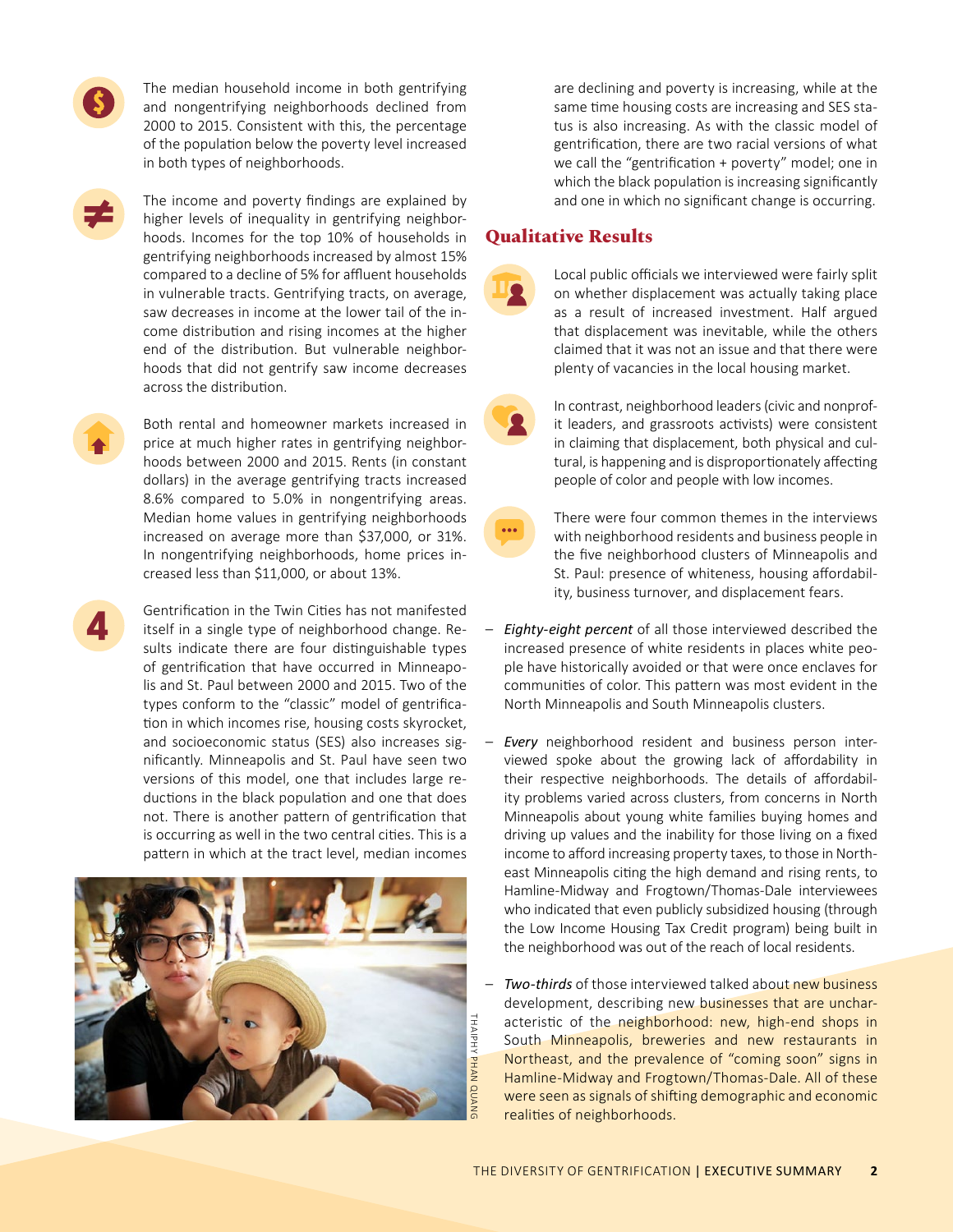The median household income in both gentrifying and nongentrifying neighborhoods declined from 2000 to 2015. Consistent with this, the percentage of the population below the poverty level increased in both types of neighborhoods.

The income and poverty findings are explained by higher levels of inequality in gentrifying neighborhoods. Incomes for the top 10% of households in gentrifying neighborhoods increased by almost 15% compared to a decline of 5% for affluent households in vulnerable tracts. Gentrifying tracts, on average, saw decreases in income at the lower tail of the income distribution and rising incomes at the higher end of the distribution. But vulnerable neighborhoods that did not gentrify saw income decreases across the distribution.

Both rental and homeowner markets increased in price at much higher rates in gentrifying neighborhoods between 2000 and 2015. Rents (in constant dollars) in the average gentrifying tracts increased 8.6% compared to 5.0% in nongentrifying areas. Median home values in gentrifying neighborhoods increased on average more than $37,000, or 31%. In nongentrifying neighborhoods, home prices increased less than $11,000, or about 13%.

Gentrification in the Twin Cities has not manifested itself in a single type of neighborhood change. Results indicate there are four distinguishable types of gentrification that have occurred in Minneapolis and St. Paul between 2000 and 2015. Two of the types conform to the "classic" model of gentrification in which incomes rise, housing costs skyrocket, and socioeconomic status (SES) also increases significantly. Minneapolis and St. Paul have seen two versions of this model, one that includes large reductions in the black population and one that does not. There is another pattern of gentrification that is occurring as well in the two central cities. This is a pattern in which at the tract level, median incomes are declining and poverty is increasing, while at the same time housing costs are increasing and SES status is also increasing. As with the classic model of gentrification, there are two racial versions of what we call the "gentrification + poverty" model; one in which the black population is increasing significantly and one in which no significant change is occurring.

THAIPHY PHAN QUANG

## Qualitative Results

Local public officials we interviewed were fairly split on whether displacement was actually taking place as a result of increased investment. Half argued that displacement was inevitable, while the others claimed that it was not an issue and that there were plenty of vacancies in the local housing market.

In contrast, neighborhood leaders (civic and nonprofit leaders, and grassroots activists) were consistent in claiming that displacement, both physical and cultural, is happening and is disproportionally affecting people of color and people with low incomes.

There were four common themes in the interviews with neighborhood residents and business people in the five neighborhood clusters of Minneapolis and St. Paul: presence of whiteness, housing affordability, business turnover, and displacement fears.

- *Eighty-eight percent* of all those interviewed described the increased presence of white residents in places white people have historically avoided or that were once enclaves for communities of color. This pattern was most evident in the North Minneapolis and South Minneapolis clusters.
- *Every* neighborhood resident and business person interviewed spoke about the growing lack of affordability in their respective neighborhoods. The details of affordability problems varied across clusters, from concerns in North Minneapolis about young white families buying homes and driving up values and the inability for those living on a fixed income to afford increasing property taxes, to those in Northeast Minneapolis citing the high demand and rising rents, to Hamline-Midway and Frogtown/Thomas-Dale interviewees who indicated that even publicly subsidized housing (through the Low Income Housing Tax Credit program) being built in the neighborhood was out of the reach of local residents.
- *Two-thirds* of those interviewed talked about new business development, describing new businesses that are uncharacteristic of the neighborhood: new, high-end shops in South Minneapolis, breweries and new restaurants in Northeast, and the prevalence of "coming soon" signs in Hamline-Midway and Frogtown/Thomas-Dale. All of these were seen as signals of shifting demographic and economic realities of neighborhoods.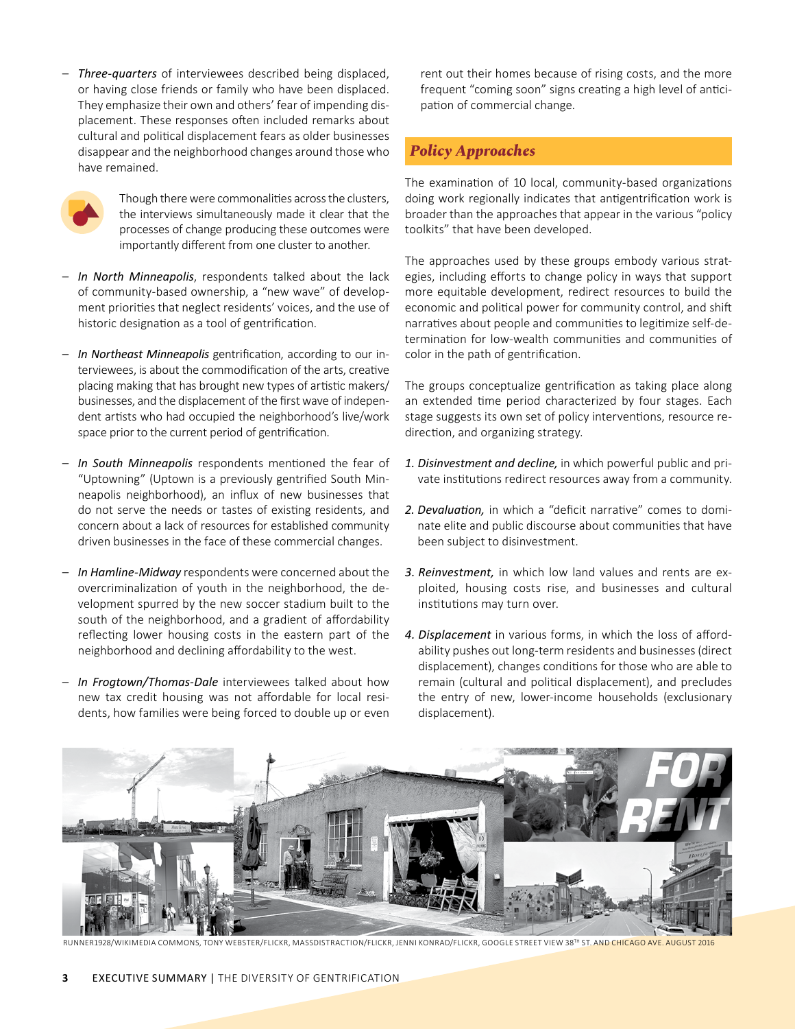- *Three-quarters* of interviewees described being displaced, or having close friends or family who have been displaced. They emphasize their own and others' fear of impending displacement. These responses often included remarks about cultural and political displacement fears as older businesses disappear and the neighborhood changes around those who have remained.

Though there were commonalities across the clusters, the interviews simultaneously made it clear that the processes of change producing these outcomes were importantly different from one cluster to another.

- *In North Minneapolis*, respondents talked about the lack of community-based ownership, a "new wave" of development priorities that neglect residents' voices, and the use of historic designation as a tool of gentrification.

- *In Northeast Minneapolis* gentrification, according to our interviewees, is about the commodification of the arts, creative placing making that has brought new types of artistic makers/businesses, and the displacement of the first wave of independent artists who had occupied the neighborhood's live/work space prior to the current period of gentrification.

- *In South Minneapolis* respondents mentioned the fear of "Uptowning" (Uptown is a previously gentrified South Minneapolis neighborhood), an influx of new businesses that do not serve the needs or tastes of existing residents, and concern about a lack of resources for established community driven businesses in the face of these commercial changes.

- *In Hamline-Midway* respondents were concerned about the overcriminalization of youth in the neighborhood, the development spurred by the new soccer stadium built to the south of the neighborhood, and a gradient of affordability reflecting lower housing costs in the eastern part of the neighborhood and declining affordability to the west.

- *In Frogtown/Thomas-Dale* interviewees talked about how new tax credit housing was not affordable for local residents, how families were being forced to double up or even rent out their homes because of rising costs, and the more frequent "coming soon" signs creating a high level of anticipation of commercial change.

## Policy Approaches

The examination of 10 local, community-based organizations doing work regionally indicates that antigentrification work is broader than the approaches that appear in the various "policy toolkits" that have been developed.

The approaches used by these groups embody various strategies, including efforts to change policy in ways that support more equitable development, redirect resources to build the economic and political power for community control, and shift narratives about people and communities to legitimize self-determination for low-wealth communities and communities of color in the path of gentrification.

The groups conceptualize gentrification as taking place along an extended time period characterized by four stages. Each stage suggests its own set of policy interventions, resource redirection, and organizing strategy.

1. *Disinvestment and decline,* in which powerful public and private institutions redirect resources away from a community.

2. *Devaluation,* in which a "deficit narrative" comes to dominate elite and public discourse about communities that have been subject to disinvestment.

3. *Reinvestment,* in which low land values and rents are exploited, housing costs rise, and businesses and cultural institutions may turn over.

4. *Displacement* in various forms, in which the loss of affordability pushes out long-term residents and businesses (direct displacement), changes conditions for those who are able to remain (cultural and political displacement), and precludes the entry of new, lower-income households (exclusionary displacement).

RUNNER1928/WIKIMEDIA COMMONS, TONY WEBSTER/FLICKR, MASSDISTRACTION/FLICKR, JENNI KONRAD/FLICKR, GOOGLE STREET VIEW 38TH ST. AND CHICAGO AVE. AUGUST 2016